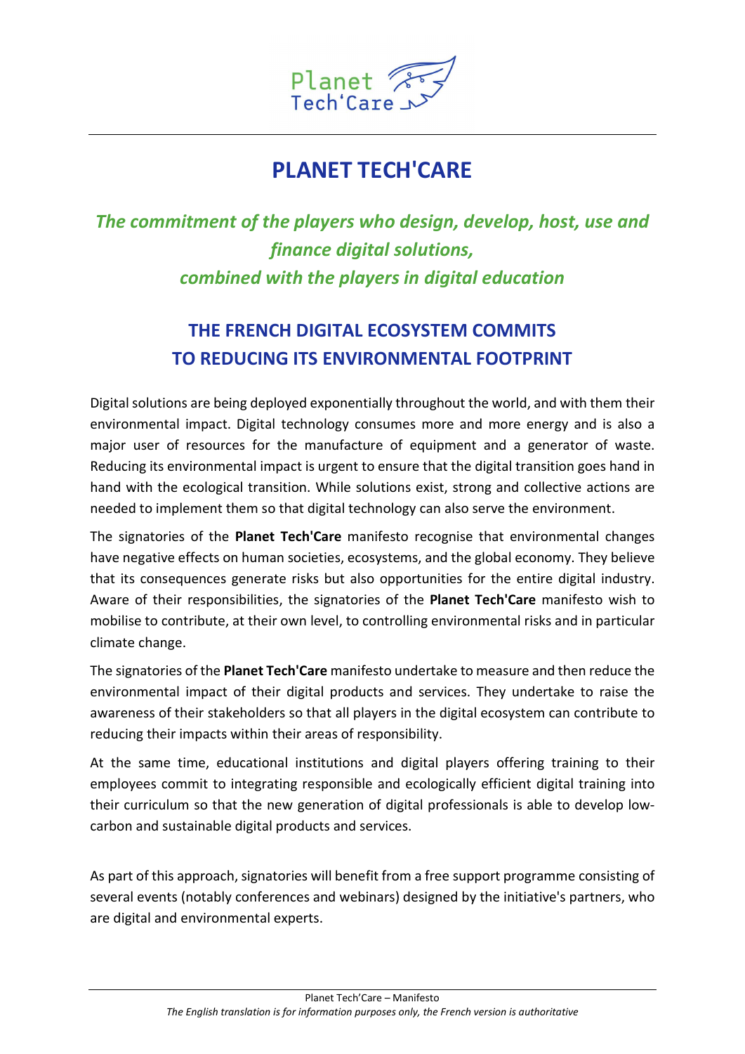# PLANET TECH'CARE

## *The commitment of the players who design, develop, host, use and finance digital solutions, combined with the players in digital education*

## THE FRENCH DIGITAL ECOSYSTEM COMMITS TO REDUCING ITS ENVIRONMENTAL FOOTPRINT

Digital solutions are being deployed exponentially throughout the world, and with them their environmental impact. Digital technology consumes more and more energy and is also a major user of resources for the manufacture of equipment and a generator of waste. Reducing its environmental impact is urgent to ensure that the digital transition goes hand in hand with the ecological transition. While solutions exist, strong and collective actions are needed to implement them so that digital technology can also serve the environment.

The signatories of the **Planet Tech'Care** manifesto recognise that environmental changes have negative effects on human societies, ecosystems, and the global economy. They believe that its consequences generate risks but also opportunities for the entire digital industry. Aware of their responsibilities, the signatories of the **Planet Tech'Care** manifesto wish to mobilise to contribute, at their own level, to controlling environmental risks and in particular climate change.

The signatories of the **Planet Tech'Care** manifesto undertake to measure and then reduce the environmental impact of their digital products and services. They undertake to raise the awareness of their stakeholders so that all players in the digital ecosystem can contribute to reducing their impacts within their areas of responsibility.

At the same time, educational institutions and digital players offering training to their employees commit to integrating responsible and ecologically efficient digital training into their curriculum so that the new generation of digital professionals is able to develop low-carbon and sustainable digital products and services.

As part of this approach, signatories will benefit from a free support programme consisting of several events (notably conferences and webinars) designed by the initiative's partners, who are digital and environmental experts.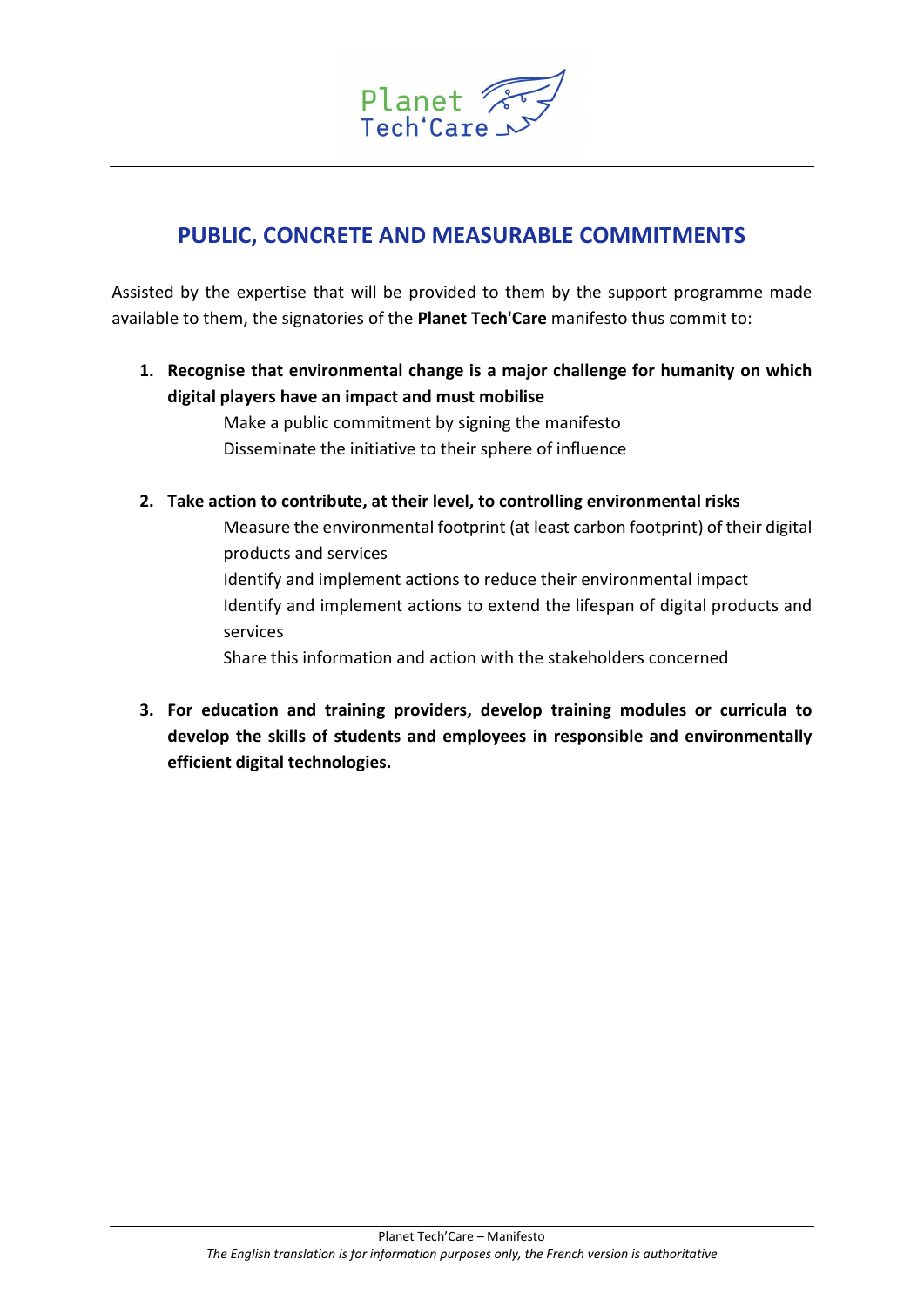## PUBLIC, CONCRETE AND MEASURABLE COMMITMENTS

Assisted by the expertise that will be provided to them by the support programme made available to them, the signatories of the **Planet Tech'Care** manifesto thus commit to:

1. **Recognise that environmental change is a major challenge for humanity on which digital players have an impact and must mobilise**
   - Make a public commitment by signing the manifesto
   - Disseminate the initiative to their sphere of influence

2. **Take action to contribute, at their level, to controlling environmental risks**
   - Measure the environmental footprint (at least carbon footprint) of their digital products and services
   - Identify and implement actions to reduce their environmental impact
   - Identify and implement actions to extend the lifespan of digital products and services
   - Share this information and action with the stakeholders concerned

3. **For education and training providers, develop training modules or curricula to develop the skills of students and employees in responsible and environmentally efficient digital technologies.**